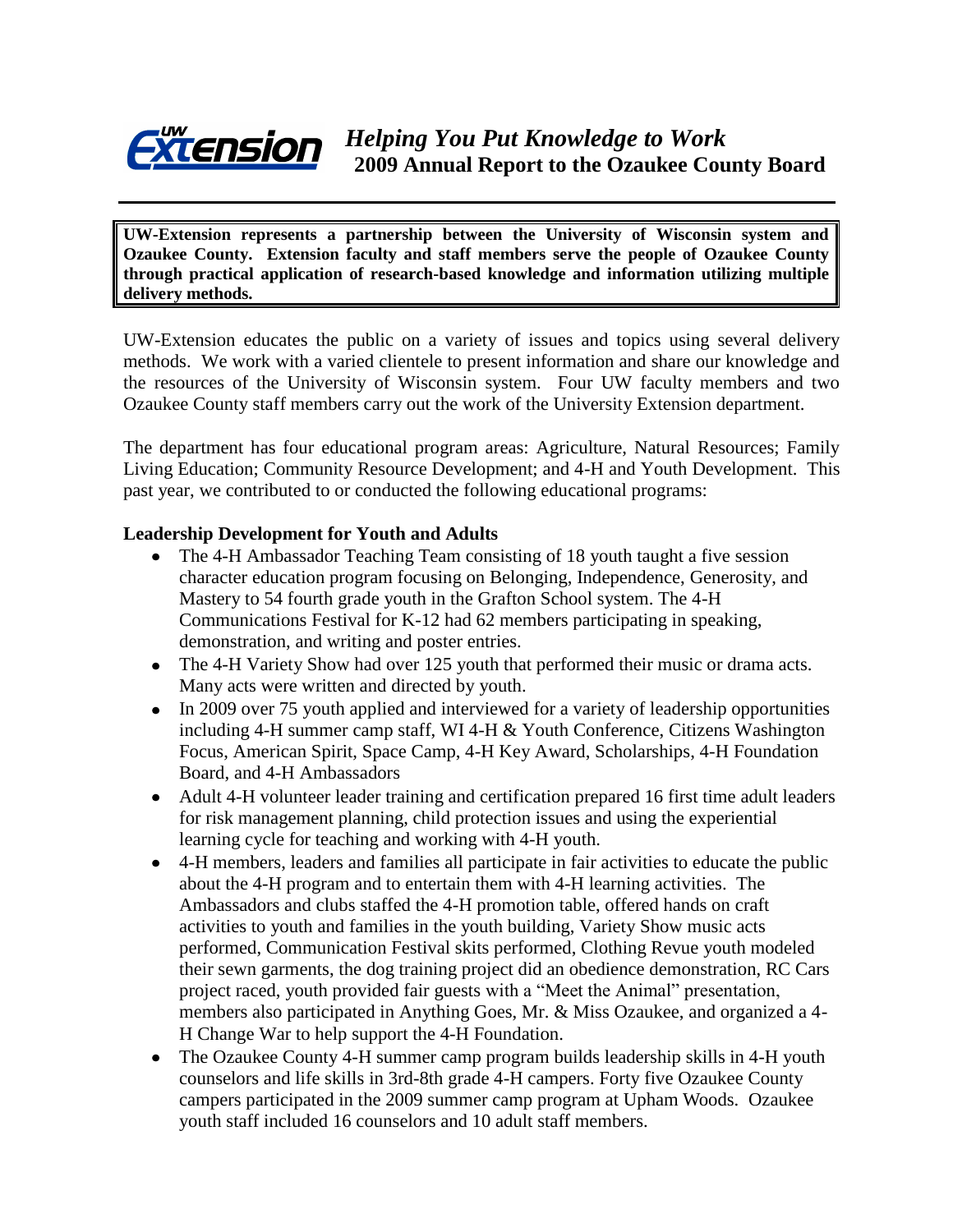# *Helping You Put Knowledge to Work*
## 2009 Annual Report to the Ozaukee County Board

**UW-Extension represents a partnership between the University of Wisconsin system and Ozaukee County. Extension faculty and staff members serve the people of Ozaukee County through practical application of research-based knowledge and information utilizing multiple delivery methods.**

UW-Extension educates the public on a variety of issues and topics using several delivery methods. We work with a varied clientele to present information and share our knowledge and the resources of the University of Wisconsin system. Four UW faculty members and two Ozaukee County staff members carry out the work of the University Extension department.

The department has four educational program areas: Agriculture, Natural Resources; Family Living Education; Community Resource Development; and 4-H and Youth Development. This past year, we contributed to or conducted the following educational programs:

### Leadership Development for Youth and Adults

- The 4-H Ambassador Teaching Team consisting of 18 youth taught a five session character education program focusing on Belonging, Independence, Generosity, and Mastery to 54 fourth grade youth in the Grafton School system. The 4-H Communications Festival for K-12 had 62 members participating in speaking, demonstration, and writing and poster entries.
- The 4-H Variety Show had over 125 youth that performed their music or drama acts. Many acts were written and directed by youth.
- In 2009 over 75 youth applied and interviewed for a variety of leadership opportunities including 4-H summer camp staff, WI 4-H & Youth Conference, Citizens Washington Focus, American Spirit, Space Camp, 4-H Key Award, Scholarships, 4-H Foundation Board, and 4-H Ambassadors
- Adult 4-H volunteer leader training and certification prepared 16 first time adult leaders for risk management planning, child protection issues and using the experiential learning cycle for teaching and working with 4-H youth.
- 4-H members, leaders and families all participate in fair activities to educate the public about the 4-H program and to entertain them with 4-H learning activities. The Ambassadors and clubs staffed the 4-H promotion table, offered hands on craft activities to youth and families in the youth building, Variety Show music acts performed, Communication Festival skits performed, Clothing Revue youth modeled their sewn garments, the dog training project did an obedience demonstration, RC Cars project raced, youth provided fair guests with a "Meet the Animal" presentation, members also participated in Anything Goes, Mr. & Miss Ozaukee, and organized a 4-H Change War to help support the 4-H Foundation.
- The Ozaukee County 4-H summer camp program builds leadership skills in 4-H youth counselors and life skills in 3rd-8th grade 4-H campers. Forty five Ozaukee County campers participated in the 2009 summer camp program at Upham Woods. Ozaukee youth staff included 16 counselors and 10 adult staff members.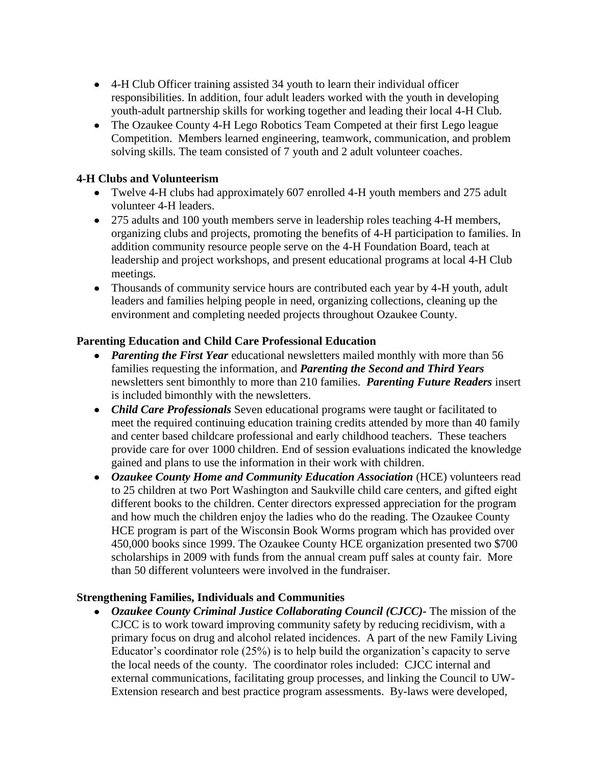- 4-H Club Officer training assisted 34 youth to learn their individual officer responsibilities. In addition, four adult leaders worked with the youth in developing youth-adult partnership skills for working together and leading their local 4-H Club.
- The Ozaukee County 4-H Lego Robotics Team Competed at their first Lego league Competition. Members learned engineering, teamwork, communication, and problem solving skills. The team consisted of 7 youth and 2 adult volunteer coaches.

**4-H Clubs and Volunteerism**

- Twelve 4-H clubs had approximately 607 enrolled 4-H youth members and 275 adult volunteer 4-H leaders.
- 275 adults and 100 youth members serve in leadership roles teaching 4-H members, organizing clubs and projects, promoting the benefits of 4-H participation to families. In addition community resource people serve on the 4-H Foundation Board, teach at leadership and project workshops, and present educational programs at local 4-H Club meetings.
- Thousands of community service hours are contributed each year by 4-H youth, adult leaders and families helping people in need, organizing collections, cleaning up the environment and completing needed projects throughout Ozaukee County.

**Parenting Education and Child Care Professional Education**

- ***Parenting the First Year*** educational newsletters mailed monthly with more than 56 families requesting the information, and ***Parenting the Second and Third Years*** newsletters sent bimonthly to more than 210 families. ***Parenting Future Readers*** insert is included bimonthly with the newsletters.
- ***Child Care Professionals*** Seven educational programs were taught or facilitated to meet the required continuing education training credits attended by more than 40 family and center based childcare professional and early childhood teachers. These teachers provide care for over 1000 children. End of session evaluations indicated the knowledge gained and plans to use the information in their work with children.
- ***Ozaukee County Home and Community Education Association*** (HCE) volunteers read to 25 children at two Port Washington and Saukville child care centers, and gifted eight different books to the children. Center directors expressed appreciation for the program and how much the children enjoy the ladies who do the reading. The Ozaukee County HCE program is part of the Wisconsin Book Worms program which has provided over 450,000 books since 1999. The Ozaukee County HCE organization presented two $700 scholarships in 2009 with funds from the annual cream puff sales at county fair. More than 50 different volunteers were involved in the fundraiser.

**Strengthening Families, Individuals and Communities**

- ***Ozaukee County Criminal Justice Collaborating Council (CJCC)-*** The mission of the CJCC is to work toward improving community safety by reducing recidivism, with a primary focus on drug and alcohol related incidences. A part of the new Family Living Educator's coordinator role (25%) is to help build the organization's capacity to serve the local needs of the county. The coordinator roles included: CJCC internal and external communications, facilitating group processes, and linking the Council to UW-Extension research and best practice program assessments. By-laws were developed,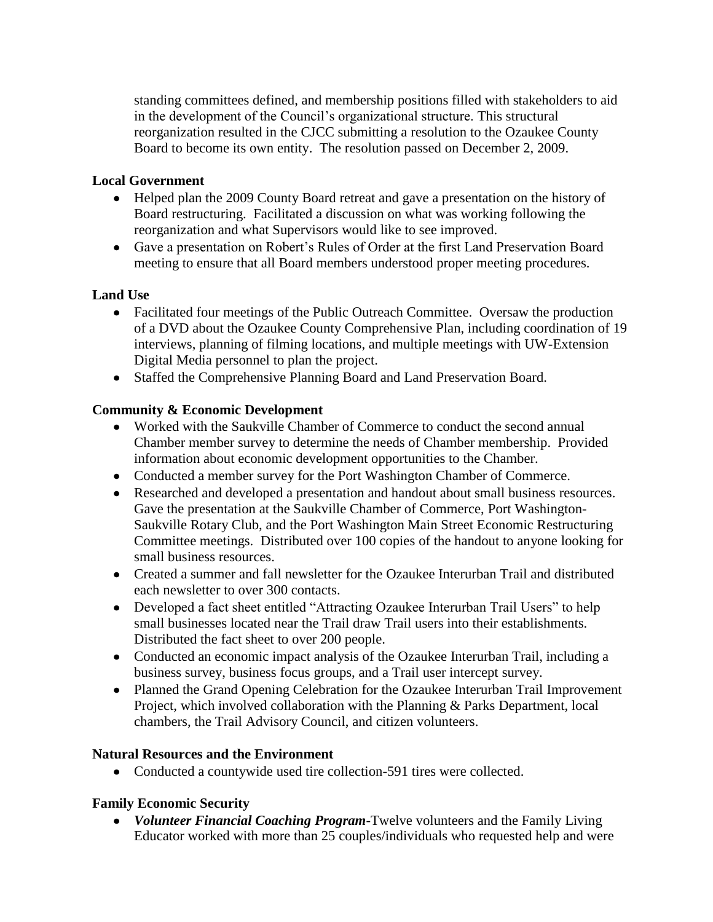standing committees defined, and membership positions filled with stakeholders to aid in the development of the Council's organizational structure. This structural reorganization resulted in the CJCC submitting a resolution to the Ozaukee County Board to become its own entity. The resolution passed on December 2, 2009.

**Local Government**

- Helped plan the 2009 County Board retreat and gave a presentation on the history of Board restructuring. Facilitated a discussion on what was working following the reorganization and what Supervisors would like to see improved.
- Gave a presentation on Robert's Rules of Order at the first Land Preservation Board meeting to ensure that all Board members understood proper meeting procedures.

**Land Use**

- Facilitated four meetings of the Public Outreach Committee. Oversaw the production of a DVD about the Ozaukee County Comprehensive Plan, including coordination of 19 interviews, planning of filming locations, and multiple meetings with UW-Extension Digital Media personnel to plan the project.
- Staffed the Comprehensive Planning Board and Land Preservation Board.

**Community & Economic Development**

- Worked with the Saukville Chamber of Commerce to conduct the second annual Chamber member survey to determine the needs of Chamber membership. Provided information about economic development opportunities to the Chamber.
- Conducted a member survey for the Port Washington Chamber of Commerce.
- Researched and developed a presentation and handout about small business resources. Gave the presentation at the Saukville Chamber of Commerce, Port Washington-Saukville Rotary Club, and the Port Washington Main Street Economic Restructuring Committee meetings. Distributed over 100 copies of the handout to anyone looking for small business resources.
- Created a summer and fall newsletter for the Ozaukee Interurban Trail and distributed each newsletter to over 300 contacts.
- Developed a fact sheet entitled "Attracting Ozaukee Interurban Trail Users" to help small businesses located near the Trail draw Trail users into their establishments. Distributed the fact sheet to over 200 people.
- Conducted an economic impact analysis of the Ozaukee Interurban Trail, including a business survey, business focus groups, and a Trail user intercept survey.
- Planned the Grand Opening Celebration for the Ozaukee Interurban Trail Improvement Project, which involved collaboration with the Planning & Parks Department, local chambers, the Trail Advisory Council, and citizen volunteers.

**Natural Resources and the Environment**

- Conducted a countywide used tire collection-591 tires were collected.

**Family Economic Security**

- ***Volunteer Financial Coaching Program***-Twelve volunteers and the Family Living Educator worked with more than 25 couples/individuals who requested help and were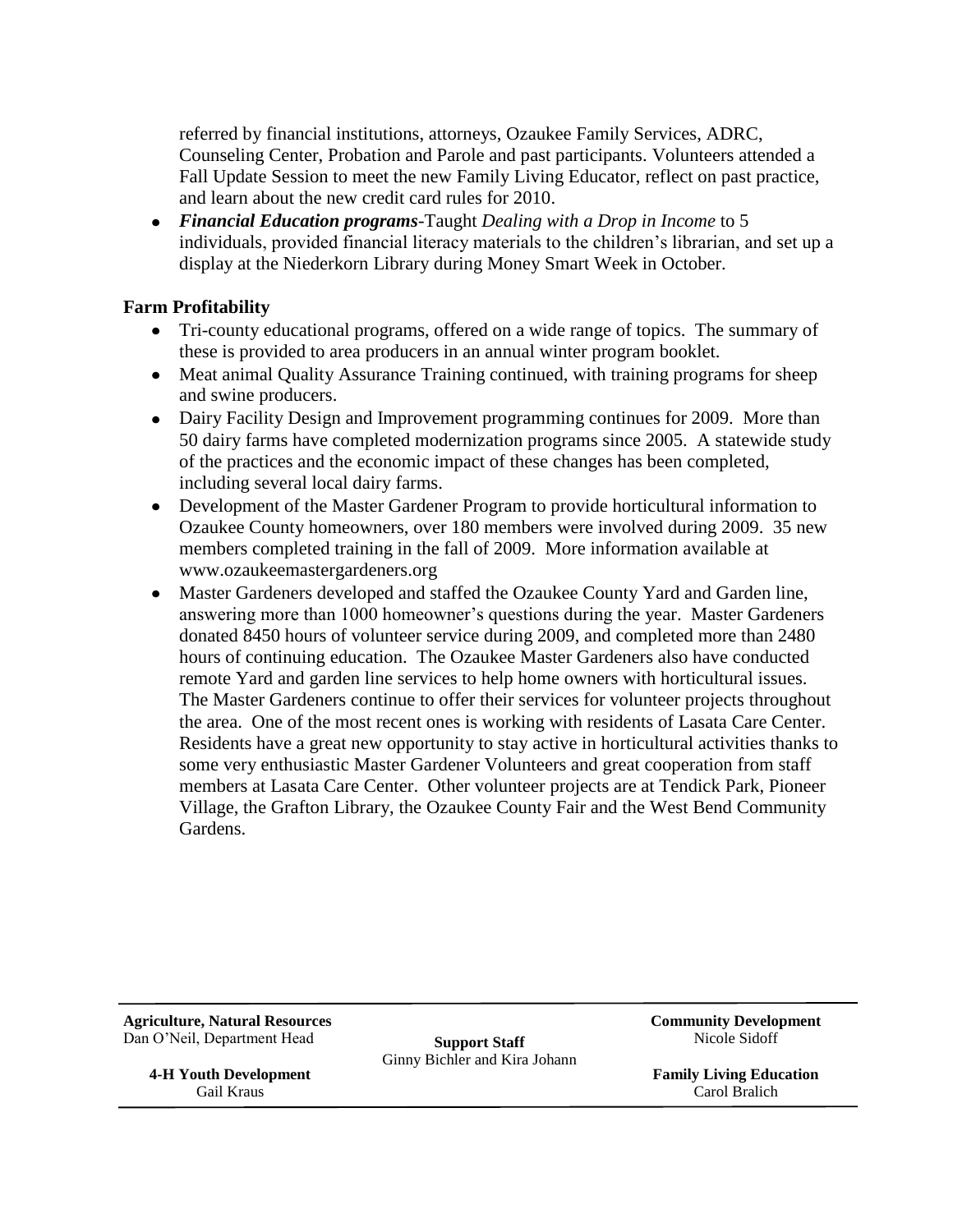referred by financial institutions, attorneys, Ozaukee Family Services, ADRC, Counseling Center, Probation and Parole and past participants. Volunteers attended a Fall Update Session to meet the new Family Living Educator, reflect on past practice, and learn about the new credit card rules for 2010.

- ***Financial Education programs***-Taught *Dealing with a Drop in Income* to 5 individuals, provided financial literacy materials to the children's librarian, and set up a display at the Niederkorn Library during Money Smart Week in October.

**Farm Profitability**

- Tri-county educational programs, offered on a wide range of topics. The summary of these is provided to area producers in an annual winter program booklet.
- Meat animal Quality Assurance Training continued, with training programs for sheep and swine producers.
- Dairy Facility Design and Improvement programming continues for 2009. More than 50 dairy farms have completed modernization programs since 2005. A statewide study of the practices and the economic impact of these changes has been completed, including several local dairy farms.
- Development of the Master Gardener Program to provide horticultural information to Ozaukee County homeowners, over 180 members were involved during 2009. 35 new members completed training in the fall of 2009. More information available at www.ozaukeemastergardeners.org
- Master Gardeners developed and staffed the Ozaukee County Yard and Garden line, answering more than 1000 homeowner's questions during the year. Master Gardeners donated 8450 hours of volunteer service during 2009, and completed more than 2480 hours of continuing education. The Ozaukee Master Gardeners also have conducted remote Yard and garden line services to help home owners with horticultural issues. The Master Gardeners continue to offer their services for volunteer projects throughout the area. One of the most recent ones is working with residents of Lasata Care Center. Residents have a great new opportunity to stay active in horticultural activities thanks to some very enthusiastic Master Gardener Volunteers and great cooperation from staff members at Lasata Care Center. Other volunteer projects are at Tendick Park, Pioneer Village, the Grafton Library, the Ozaukee County Fair and the West Bend Community Gardens.

**Agriculture, Natural Resources**
Dan O'Neil, Department Head

**4-H Youth Development**
Gail Kraus

**Support Staff**
Ginny Bichler and Kira Johann

**Community Development**
Nicole Sidoff

**Family Living Education**
Carol Bralich